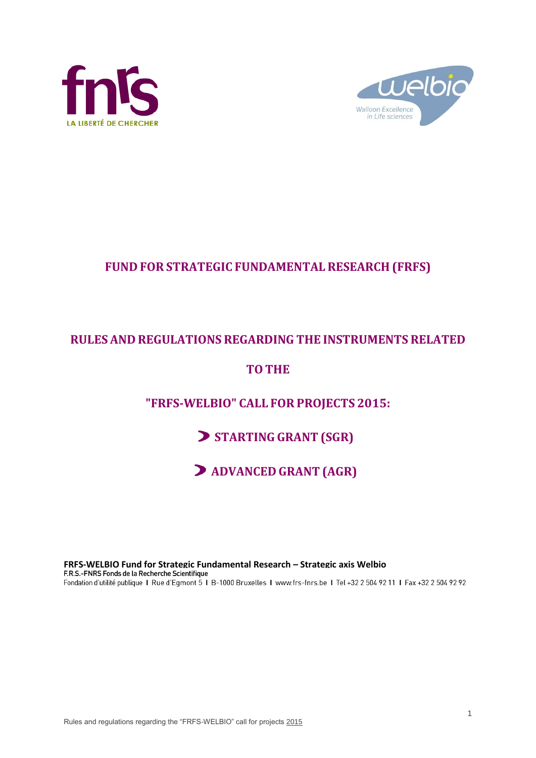# FUND FOR STRATEGIC FUNDAMENTAL RESEARCH (FRFS)

## RULES AND REGULATIONS REGARDING THE INSTRUMENTS RELATED TO THE "FRFS-WELBIO" CALL FOR PROJECTS 2015:

## STARTING GRANT (SGR)

## ADVANCED GRANT (AGR)

**FRFS-WELBIO Fund for Strategic Fundamental Research – Strategic axis Welbio**
**F.R.S.-FNRS Fonds de la Recherche Scientifique**
Fondation d'utilité publique I Rue d'Egmont 5 I B-1000 Bruxelles I www.frs-fnrs.be I Tel +32 2 504 92 11 I Fax +32 2 504 92 92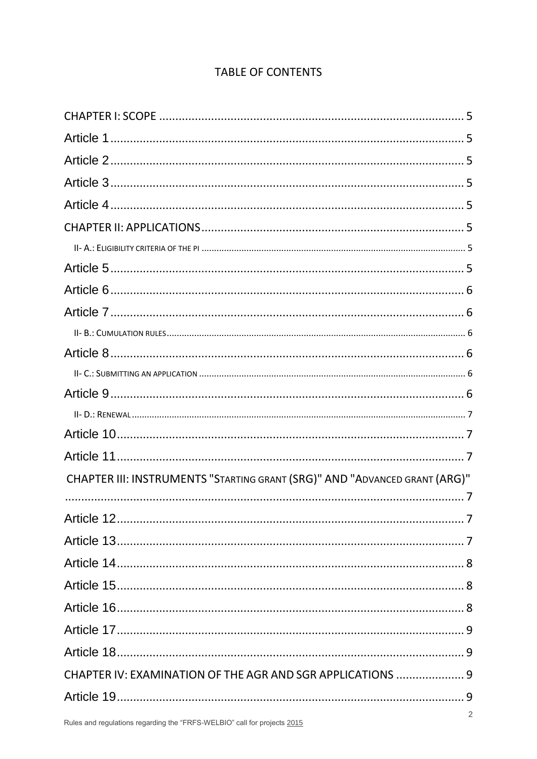TABLE OF CONTENTS

CHAPTER I: SCOPE ........................................................................................... 5

Article 1 ........................................................................................................... 5

Article 2 ........................................................................................................... 5

Article 3 ........................................................................................................... 5

Article 4 ........................................................................................................... 5

CHAPTER II: APPLICATIONS ............................................................................... 5

II- A.: ELIGIBILITY CRITERIA OF THE PI .................................................................. 5

Article 5 ........................................................................................................... 5

Article 6 ........................................................................................................... 6

Article 7 ........................................................................................................... 6

II- B.: CUMULATION RULES .................................................................................. 6

Article 8 ........................................................................................................... 6

II- C.: SUBMITTING AN APPLICATION ...................................................................... 6

Article 9 ........................................................................................................... 6

II- D.: RENEWAL ................................................................................................. 7

Article 10 ......................................................................................................... 7

Article 11 ......................................................................................................... 7

CHAPTER III: INSTRUMENTS "STARTING GRANT (SRG)" AND "ADVANCED GRANT (ARG)" ......................................................................................................... 7

Article 12 ......................................................................................................... 7

Article 13 ......................................................................................................... 7

Article 14 ......................................................................................................... 8

Article 15 ......................................................................................................... 8

Article 16 ......................................................................................................... 8

Article 17 ......................................................................................................... 9

Article 18 ......................................................................................................... 9

CHAPTER IV: EXAMINATION OF THE AGR AND SGR APPLICATIONS ..................... 9

Article 19 ......................................................................................................... 9

Rules and regulations regarding the "FRFS-WELBIO" call for projects 2015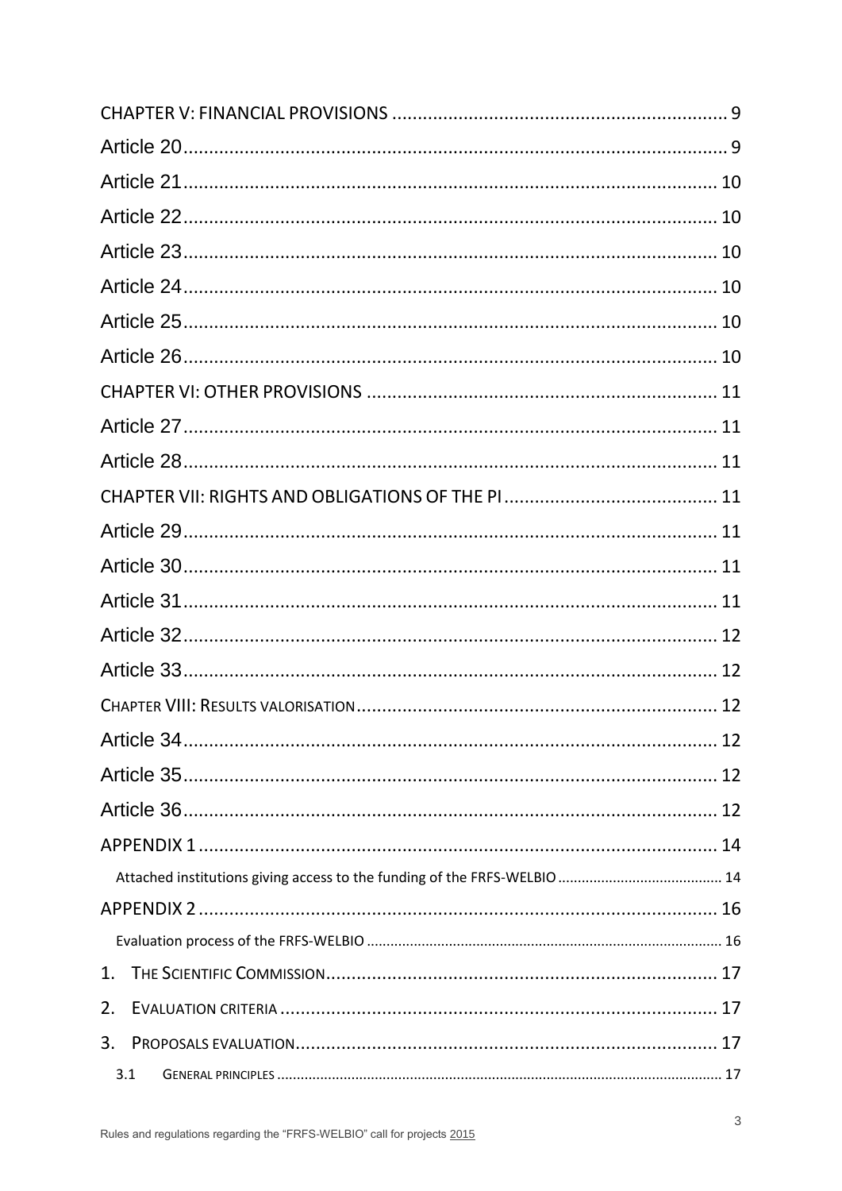CHAPTER V: FINANCIAL PROVISIONS ........................................................................ 9

Article 20 ........................................................................................................ 9

Article 21 ........................................................................................................ 10

Article 22 ........................................................................................................ 10

Article 23 ........................................................................................................ 10

Article 24 ........................................................................................................ 10

Article 25 ........................................................................................................ 10

Article 26 ........................................................................................................ 10

CHAPTER VI: OTHER PROVISIONS ........................................................................ 11

Article 27 ........................................................................................................ 11

Article 28 ........................................................................................................ 11

CHAPTER VII: RIGHTS AND OBLIGATIONS OF THE PI ........................................... 11

Article 29 ........................................................................................................ 11

Article 30 ........................................................................................................ 11

Article 31 ........................................................................................................ 11

Article 32 ........................................................................................................ 12

Article 33 ........................................................................................................ 12

CHAPTER VIII: RESULTS VALORISATION ................................................................ 12

Article 34 ........................................................................................................ 12

Article 35 ........................................................................................................ 12

Article 36 ........................................................................................................ 12

APPENDIX 1 ........................................................................................................ 14

Attached institutions giving access to the funding of the FRFS-WELBIO ..................... 14

APPENDIX 2 ........................................................................................................ 16

Evaluation process of the FRFS-WELBIO ..................................................................... 16

1. THE SCIENTIFIC COMMISSION ........................................................................ 17

2. EVALUATION CRITERIA ................................................................................... 17

3. PROPOSALS EVALUATION ................................................................................. 17

3.1 GENERAL PRINCIPLES ...................................................................................... 17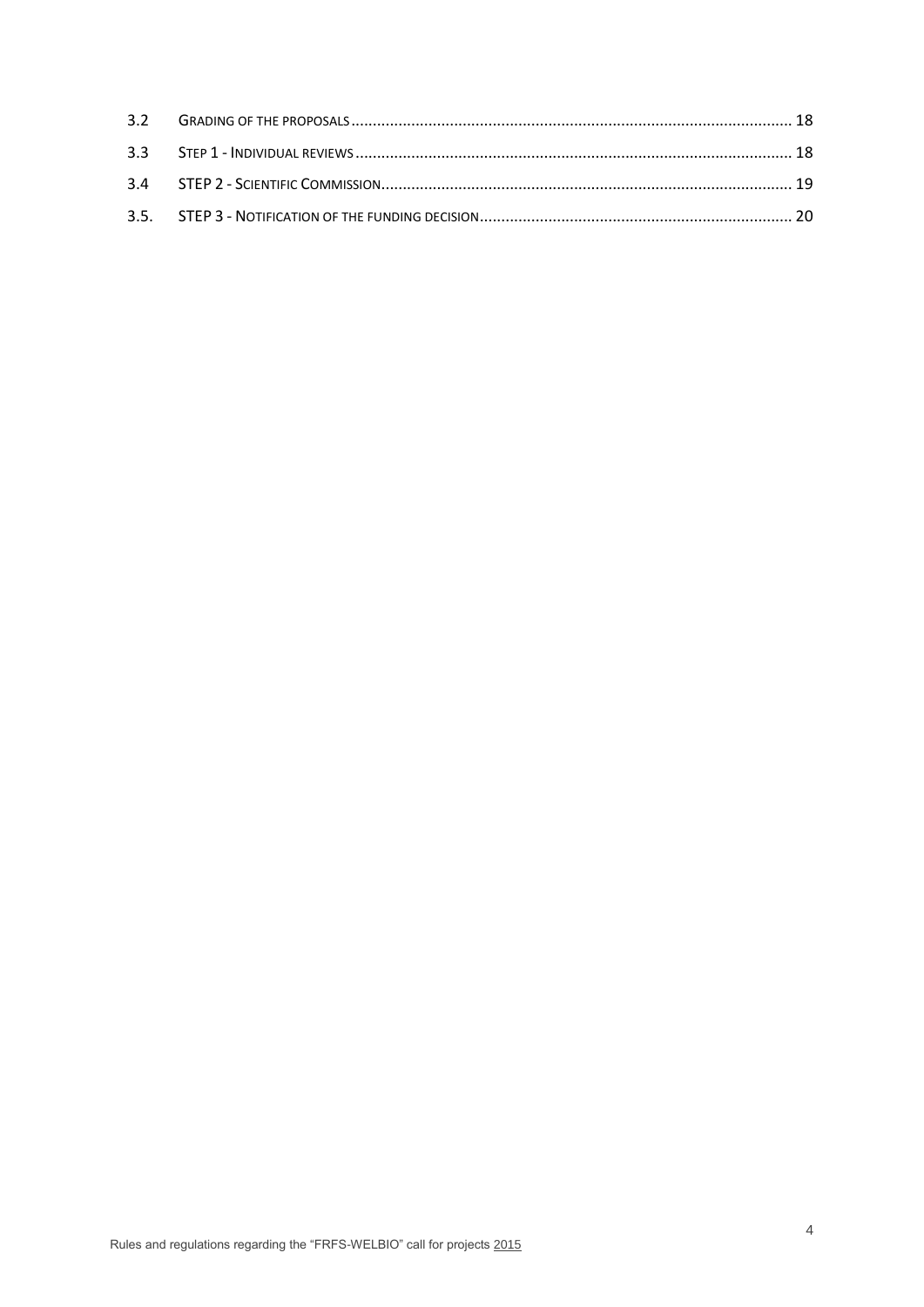3.2 GRADING OF THE PROPOSALS ........................................................................................................ 18

3.3 STEP 1 - INDIVIDUAL REVIEWS ....................................................................................................... 18

3.4 STEP 2 - SCIENTIFIC COMMISSION................................................................................................. 19

3.5. STEP 3 - NOTIFICATION OF THE FUNDING DECISION ......................................................................... 20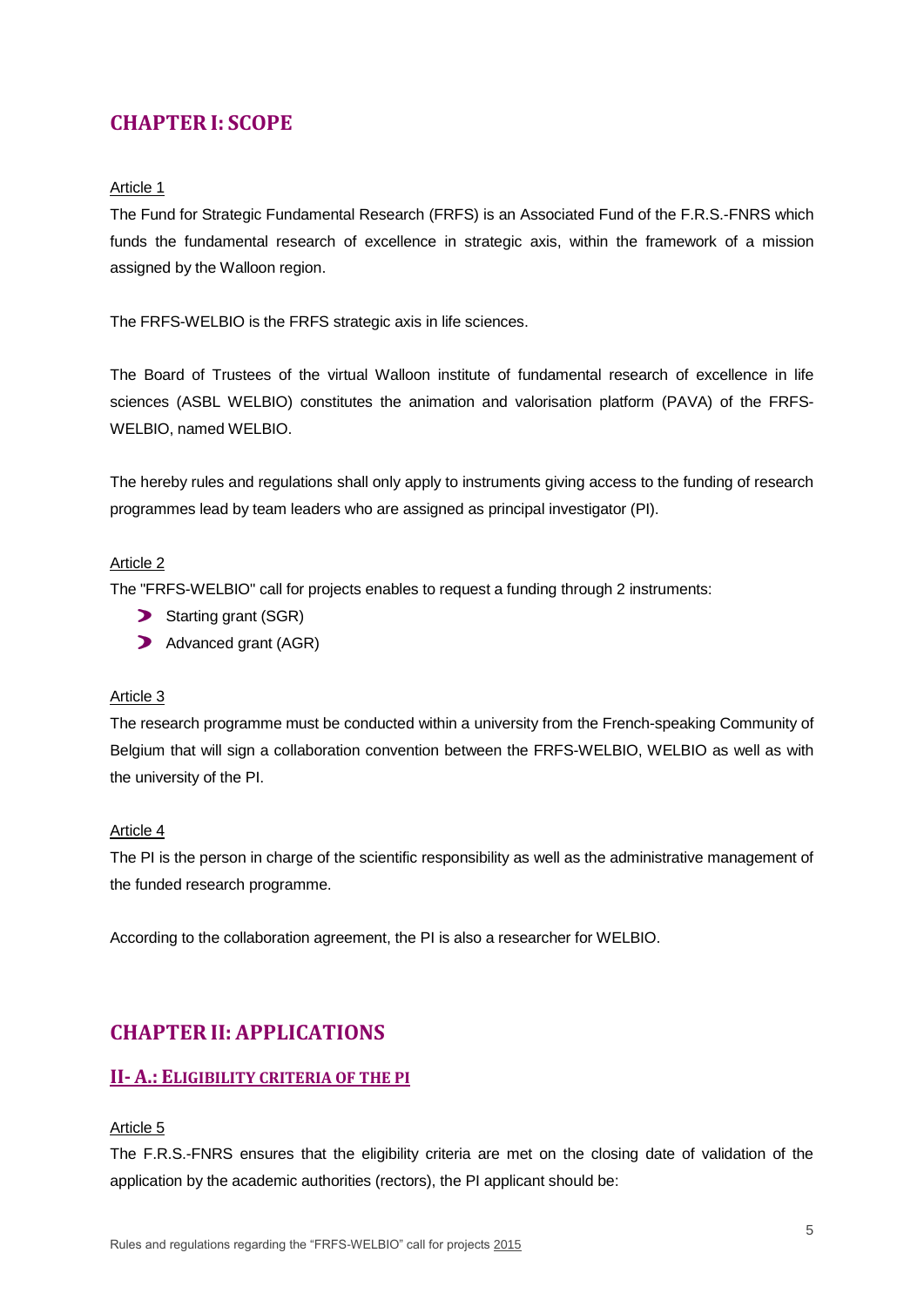# CHAPTER I: SCOPE

Article 1

The Fund for Strategic Fundamental Research (FRFS) is an Associated Fund of the F.R.S.-FNRS which funds the fundamental research of excellence in strategic axis, within the framework of a mission assigned by the Walloon region.

The FRFS-WELBIO is the FRFS strategic axis in life sciences.

The Board of Trustees of the virtual Walloon institute of fundamental research of excellence in life sciences (ASBL WELBIO) constitutes the animation and valorisation platform (PAVA) of the FRFS-WELBIO, named WELBIO.

The hereby rules and regulations shall only apply to instruments giving access to the funding of research programmes lead by team leaders who are assigned as principal investigator (PI).

Article 2

The "FRFS-WELBIO" call for projects enables to request a funding through 2 instruments:

- Starting grant (SGR)
- Advanced grant (AGR)

Article 3

The research programme must be conducted within a university from the French-speaking Community of Belgium that will sign a collaboration convention between the FRFS-WELBIO, WELBIO as well as with the university of the PI.

Article 4

The PI is the person in charge of the scientific responsibility as well as the administrative management of the funded research programme.

According to the collaboration agreement, the PI is also a researcher for WELBIO.

# CHAPTER II: APPLICATIONS

## II- A.: ELIGIBILITY CRITERIA OF THE PI

Article 5

The F.R.S.-FNRS ensures that the eligibility criteria are met on the closing date of validation of the application by the academic authorities (rectors), the PI applicant should be: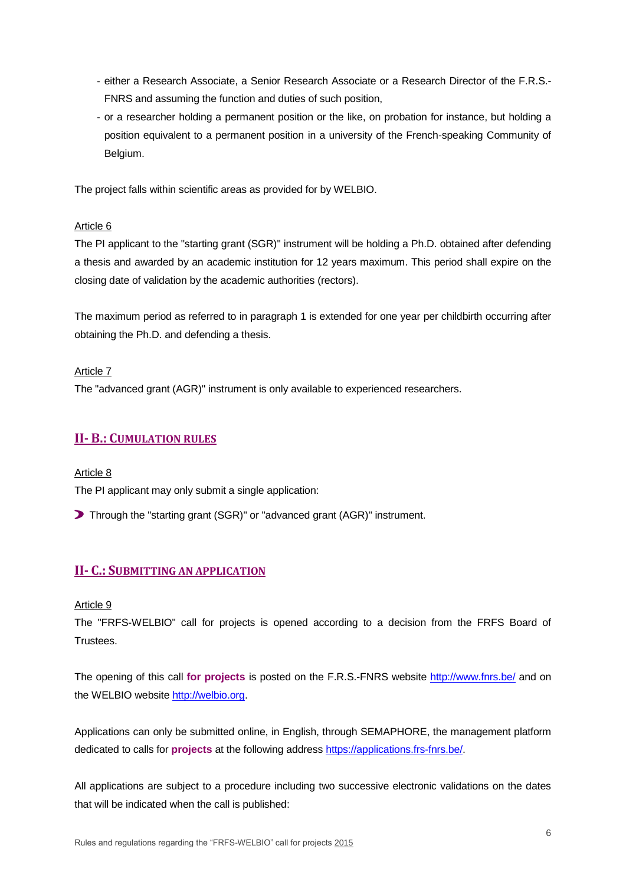- either a Research Associate, a Senior Research Associate or a Research Director of the F.R.S.-FNRS and assuming the function and duties of such position,
- or a researcher holding a permanent position or the like, on probation for instance, but holding a position equivalent to a permanent position in a university of the French-speaking Community of Belgium.

The project falls within scientific areas as provided for by WELBIO.

Article 6

The PI applicant to the "starting grant (SGR)" instrument will be holding a Ph.D. obtained after defending a thesis and awarded by an academic institution for 12 years maximum. This period shall expire on the closing date of validation by the academic authorities (rectors).

The maximum period as referred to in paragraph 1 is extended for one year per childbirth occurring after obtaining the Ph.D. and defending a thesis.

Article 7

The "advanced grant (AGR)" instrument is only available to experienced researchers.

## II- B.: CUMULATION RULES

Article 8

The PI applicant may only submit a single application:

- Through the "starting grant (SGR)" or "advanced grant (AGR)" instrument.

## II- C.: SUBMITTING AN APPLICATION

Article 9

The "FRFS-WELBIO" call for projects is opened according to a decision from the FRFS Board of Trustees.

The opening of this call **for projects** is posted on the F.R.S.-FNRS website http://www.fnrs.be/ and on the WELBIO website http://welbio.org.

Applications can only be submitted online, in English, through SEMAPHORE, the management platform dedicated to calls for **projects** at the following address https://applications.frs-fnrs.be/.

All applications are subject to a procedure including two successive electronic validations on the dates that will be indicated when the call is published: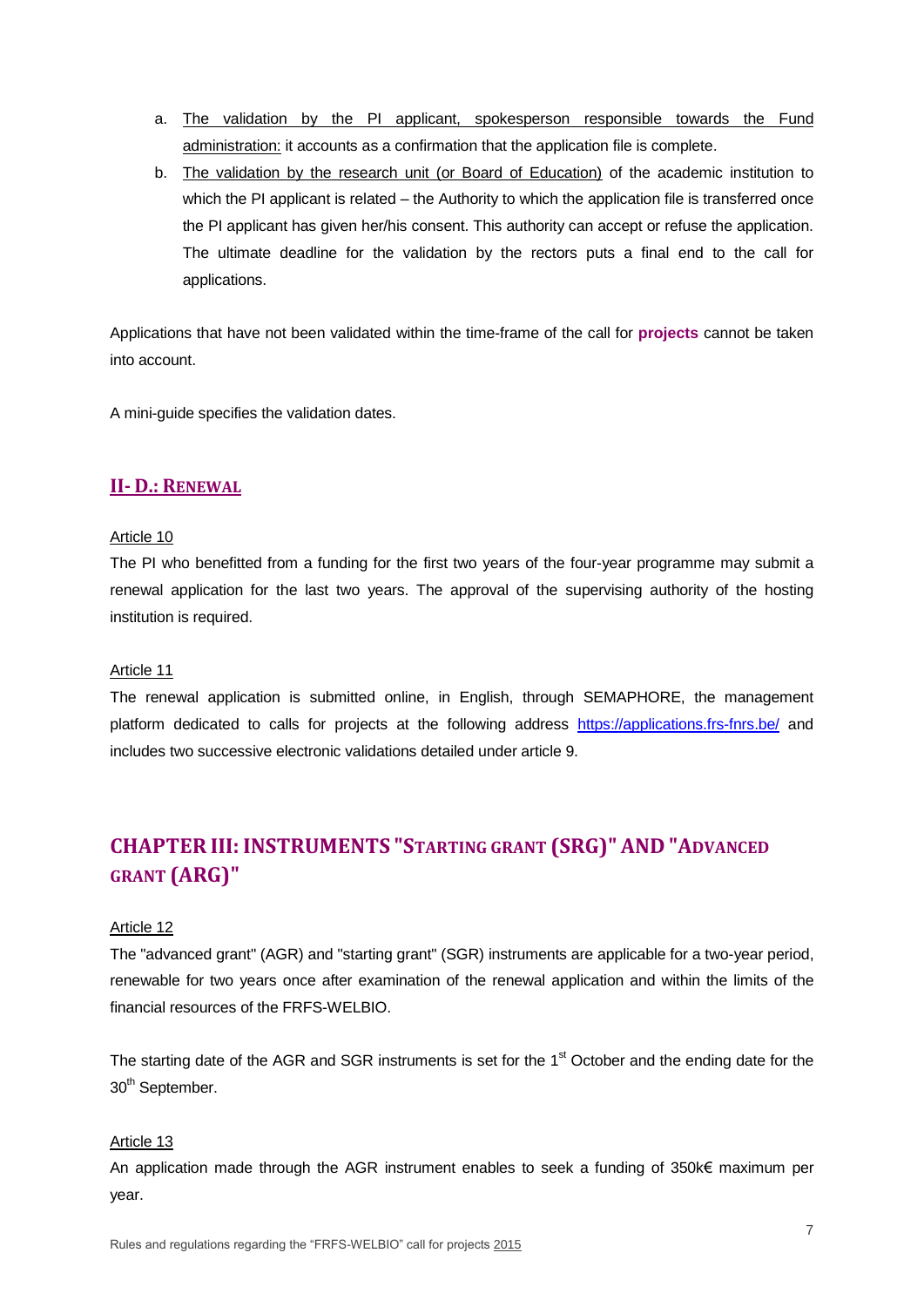a. <u>The validation by the PI applicant, spokesperson responsible towards the Fund administration:</u> it accounts as a confirmation that the application file is complete.
b. <u>The validation by the research unit (or Board of Education)</u> of the academic institution to which the PI applicant is related – the Authority to which the application file is transferred once the PI applicant has given her/his consent. This authority can accept or refuse the application. The ultimate deadline for the validation by the rectors puts a final end to the call for applications.

Applications that have not been validated within the time-frame of the call for **projects** cannot be taken into account.

A mini-guide specifies the validation dates.

## II- D.: RENEWAL

<u>Article 10</u>

The PI who benefitted from a funding for the first two years of the four-year programme may submit a renewal application for the last two years. The approval of the supervising authority of the hosting institution is required.

<u>Article 11</u>

The renewal application is submitted online, in English, through SEMAPHORE, the management platform dedicated to calls for projects at the following address https://applications.frs-fnrs.be/ and includes two successive electronic validations detailed under article 9.

# CHAPTER III: INSTRUMENTS "STARTING GRANT (SRG)" AND "ADVANCED GRANT (ARG)"

<u>Article 12</u>

The "advanced grant" (AGR) and "starting grant" (SGR) instruments are applicable for a two-year period, renewable for two years once after examination of the renewal application and within the limits of the financial resources of the FRFS-WELBIO.

The starting date of the AGR and SGR instruments is set for the 1st October and the ending date for the 30th September.

<u>Article 13</u>

An application made through the AGR instrument enables to seek a funding of 350k€ maximum per year.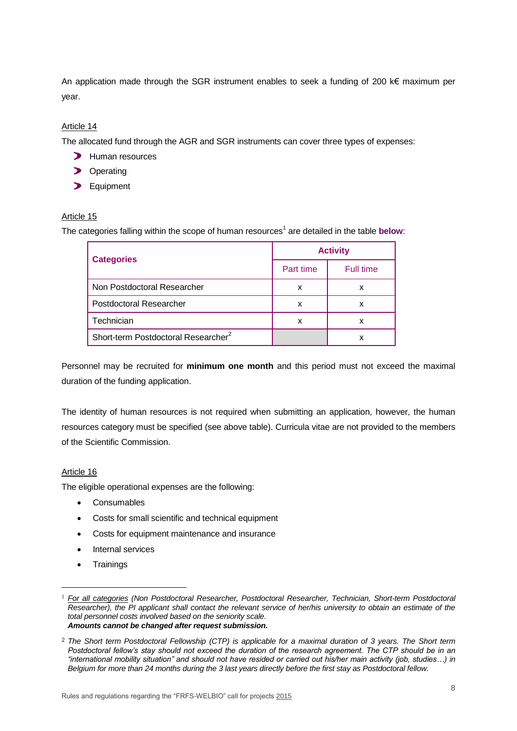An application made through the SGR instrument enables to seek a funding of 200 k€ maximum per year.

Article 14

The allocated fund through the AGR and SGR instruments can cover three types of expenses:

- Human resources
- Operating
- Equipment

Article 15

The categories falling within the scope of human resources[1] are detailed in the table **below**:

| Categories | Activity | |
|---|---|---|
| | Part time | Full time |
| Non Postdoctoral Researcher | x | x |
| Postdoctoral Researcher | x | x |
| Technician | x | x |
| Short-term Postdoctoral Researcher[2] | | x |

Personnel may be recruited for **minimum one month** and this period must not exceed the maximal duration of the funding application.

The identity of human resources is not required when submitting an application, however, the human resources category must be specified (see above table). Curricula vitae are not provided to the members of the Scientific Commission.

Article 16

The eligible operational expenses are the following:

- Consumables
- Costs for small scientific and technical equipment
- Costs for equipment maintenance and insurance
- Internal services
- Trainings

---

[1] *For all categories (Non Postdoctoral Researcher, Postdoctoral Researcher, Technician, Short-term Postdoctoral Researcher), the PI applicant shall contact the relevant service of her/his university to obtain an estimate of the total personnel costs involved based on the seniority scale.*
***Amounts cannot be changed after request submission.***

[2] *The Short term Postdoctoral Fellowship (CTP) is applicable for a maximal duration of 3 years. The Short term Postdoctoral fellow's stay should not exceed the duration of the research agreement. The CTP should be in an "international mobility situation" and should not have resided or carried out his/her main activity (job, studies…) in Belgium for more than 24 months during the 3 last years directly before the first stay as Postdoctoral fellow.*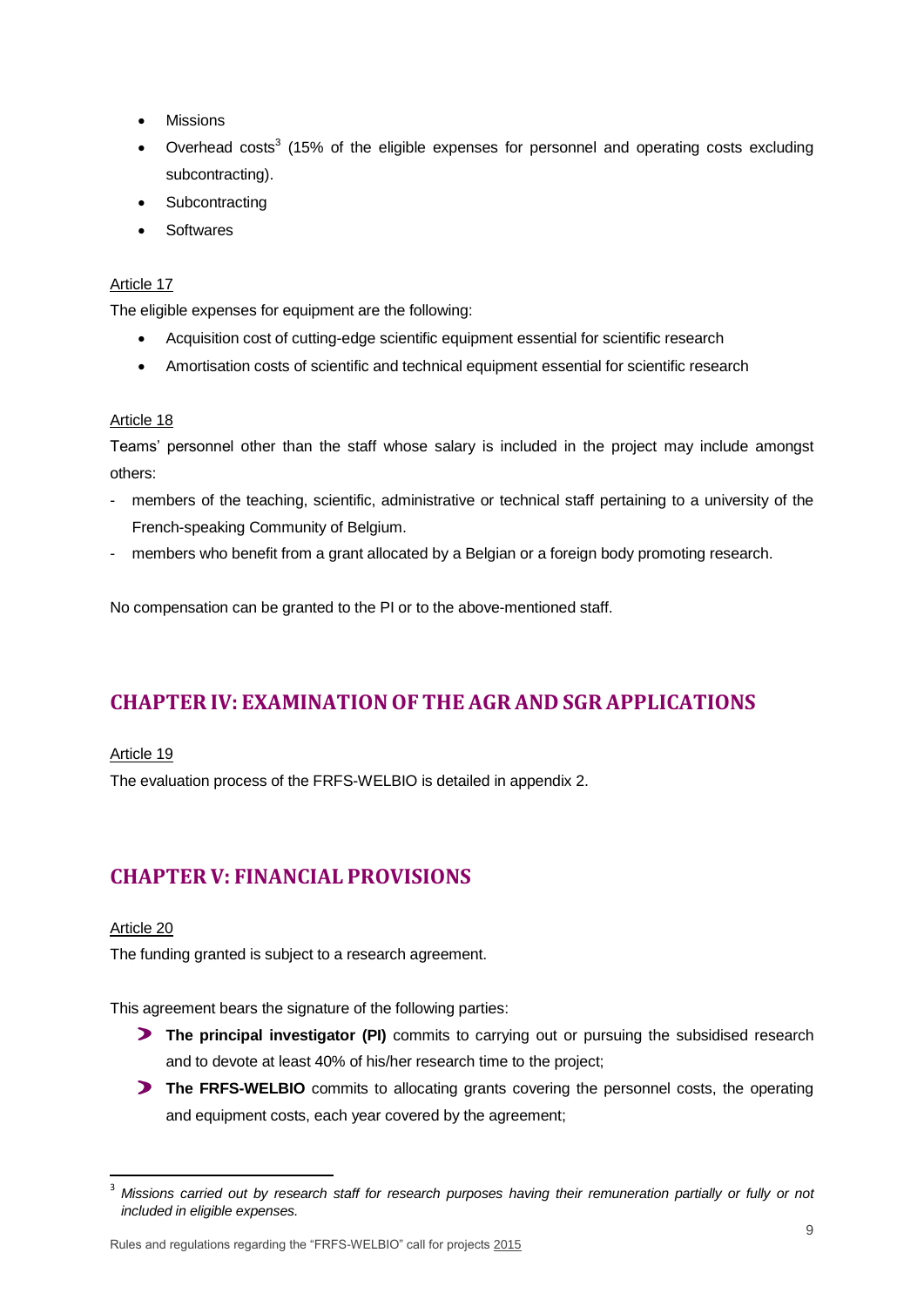- Missions
- Overhead costs[3] (15% of the eligible expenses for personnel and operating costs excluding subcontracting).
- Subcontracting
- Softwares

Article 17

The eligible expenses for equipment are the following:

- Acquisition cost of cutting-edge scientific equipment essential for scientific research
- Amortisation costs of scientific and technical equipment essential for scientific research

Article 18

Teams' personnel other than the staff whose salary is included in the project may include amongst others:

- members of the teaching, scientific, administrative or technical staff pertaining to a university of the French-speaking Community of Belgium.
- members who benefit from a grant allocated by a Belgian or a foreign body promoting research.

No compensation can be granted to the PI or to the above-mentioned staff.

## CHAPTER IV: EXAMINATION OF THE AGR AND SGR APPLICATIONS

Article 19

The evaluation process of the FRFS-WELBIO is detailed in appendix 2.

## CHAPTER V: FINANCIAL PROVISIONS

Article 20

The funding granted is subject to a research agreement.

This agreement bears the signature of the following parties:

- **The principal investigator (PI)** commits to carrying out or pursuing the subsidised research and to devote at least 40% of his/her research time to the project;
- **The FRFS-WELBIO** commits to allocating grants covering the personnel costs, the operating and equipment costs, each year covered by the agreement;

[3] *Missions carried out by research staff for research purposes having their remuneration partially or fully or not included in eligible expenses.*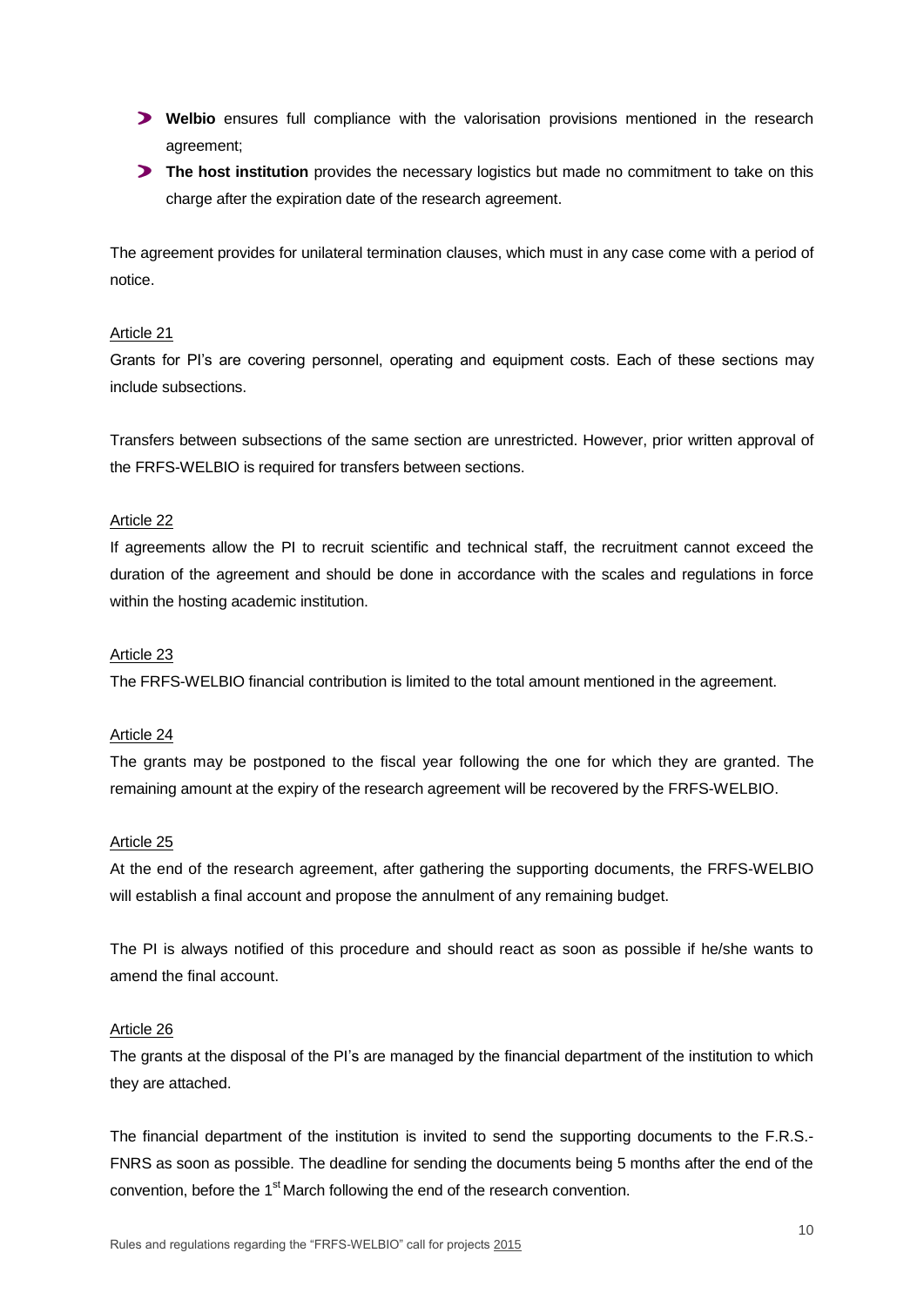- **Welbio** ensures full compliance with the valorisation provisions mentioned in the research agreement;
- **The host institution** provides the necessary logistics but made no commitment to take on this charge after the expiration date of the research agreement.

The agreement provides for unilateral termination clauses, which must in any case come with a period of notice.

Article 21

Grants for PI's are covering personnel, operating and equipment costs. Each of these sections may include subsections.

Transfers between subsections of the same section are unrestricted. However, prior written approval of the FRFS-WELBIO is required for transfers between sections.

Article 22

If agreements allow the PI to recruit scientific and technical staff, the recruitment cannot exceed the duration of the agreement and should be done in accordance with the scales and regulations in force within the hosting academic institution.

Article 23

The FRFS-WELBIO financial contribution is limited to the total amount mentioned in the agreement.

Article 24

The grants may be postponed to the fiscal year following the one for which they are granted. The remaining amount at the expiry of the research agreement will be recovered by the FRFS-WELBIO.

Article 25

At the end of the research agreement, after gathering the supporting documents, the FRFS-WELBIO will establish a final account and propose the annulment of any remaining budget.

The PI is always notified of this procedure and should react as soon as possible if he/she wants to amend the final account.

Article 26

The grants at the disposal of the PI's are managed by the financial department of the institution to which they are attached.

The financial department of the institution is invited to send the supporting documents to the F.R.S.-FNRS as soon as possible. The deadline for sending the documents being 5 months after the end of the convention, before the 1st March following the end of the research convention.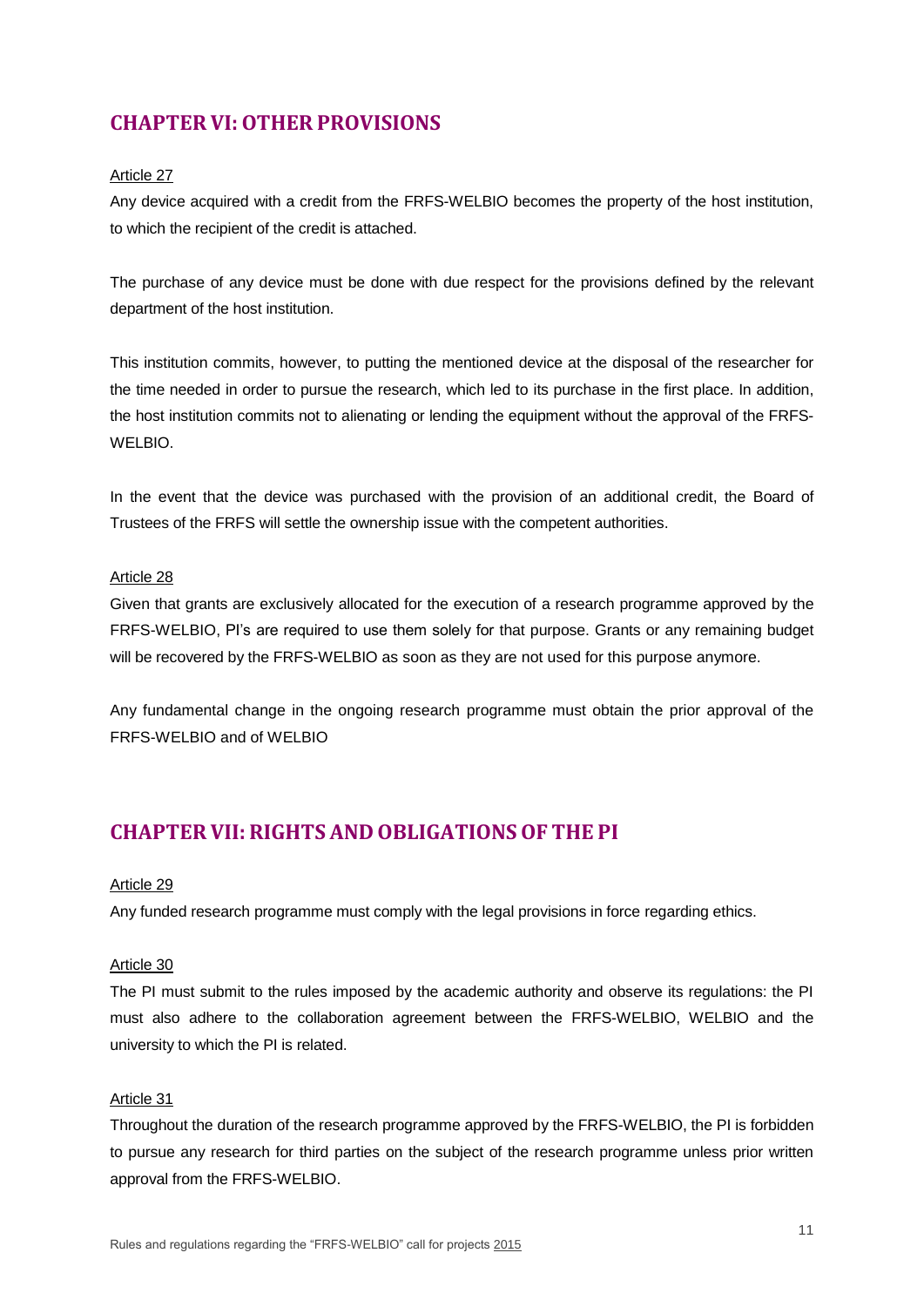## CHAPTER VI: OTHER PROVISIONS

Article 27

Any device acquired with a credit from the FRFS-WELBIO becomes the property of the host institution, to which the recipient of the credit is attached.

The purchase of any device must be done with due respect for the provisions defined by the relevant department of the host institution.

This institution commits, however, to putting the mentioned device at the disposal of the researcher for the time needed in order to pursue the research, which led to its purchase in the first place. In addition, the host institution commits not to alienating or lending the equipment without the approval of the FRFS-WELBIO.

In the event that the device was purchased with the provision of an additional credit, the Board of Trustees of the FRFS will settle the ownership issue with the competent authorities.

Article 28

Given that grants are exclusively allocated for the execution of a research programme approved by the FRFS-WELBIO, PI's are required to use them solely for that purpose. Grants or any remaining budget will be recovered by the FRFS-WELBIO as soon as they are not used for this purpose anymore.

Any fundamental change in the ongoing research programme must obtain the prior approval of the FRFS-WELBIO and of WELBIO

## CHAPTER VII: RIGHTS AND OBLIGATIONS OF THE PI

Article 29

Any funded research programme must comply with the legal provisions in force regarding ethics.

Article 30

The PI must submit to the rules imposed by the academic authority and observe its regulations: the PI must also adhere to the collaboration agreement between the FRFS-WELBIO, WELBIO and the university to which the PI is related.

Article 31

Throughout the duration of the research programme approved by the FRFS-WELBIO, the PI is forbidden to pursue any research for third parties on the subject of the research programme unless prior written approval from the FRFS-WELBIO.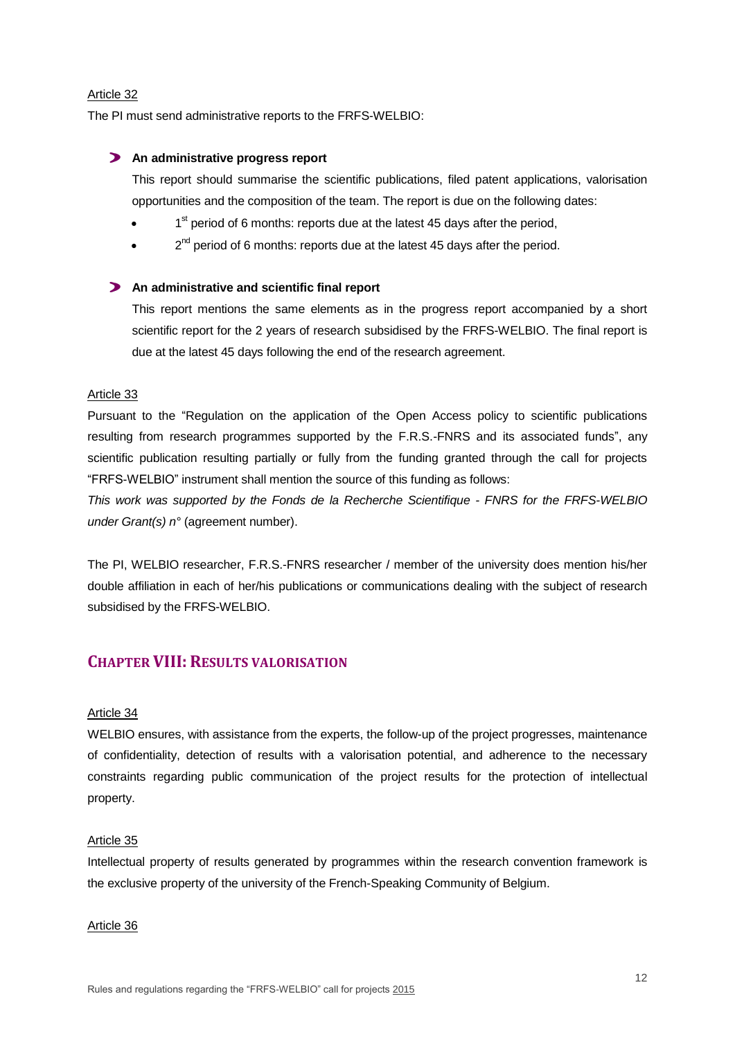Article 32

The PI must send administrative reports to the FRFS-WELBIO:

- **An administrative progress report**

  This report should summarise the scientific publications, filed patent applications, valorisation opportunities and the composition of the team. The report is due on the following dates:

  - 1st period of 6 months: reports due at the latest 45 days after the period,
  - 2nd period of 6 months: reports due at the latest 45 days after the period.

- **An administrative and scientific final report**

  This report mentions the same elements as in the progress report accompanied by a short scientific report for the 2 years of research subsidised by the FRFS-WELBIO. The final report is due at the latest 45 days following the end of the research agreement.

Article 33

Pursuant to the "Regulation on the application of the Open Access policy to scientific publications resulting from research programmes supported by the F.R.S.-FNRS and its associated funds", any scientific publication resulting partially or fully from the funding granted through the call for projects "FRFS-WELBIO" instrument shall mention the source of this funding as follows:

*This work was supported by the Fonds de la Recherche Scientifique - FNRS for the FRFS-WELBIO under Grant(s) n°* (agreement number).

The PI, WELBIO researcher, F.R.S.-FNRS researcher / member of the university does mention his/her double affiliation in each of her/his publications or communications dealing with the subject of research subsidised by the FRFS-WELBIO.

## CHAPTER VIII: RESULTS VALORISATION

Article 34

WELBIO ensures, with assistance from the experts, the follow-up of the project progresses, maintenance of confidentiality, detection of results with a valorisation potential, and adherence to the necessary constraints regarding public communication of the project results for the protection of intellectual property.

Article 35

Intellectual property of results generated by programmes within the research convention framework is the exclusive property of the university of the French-Speaking Community of Belgium.

Article 36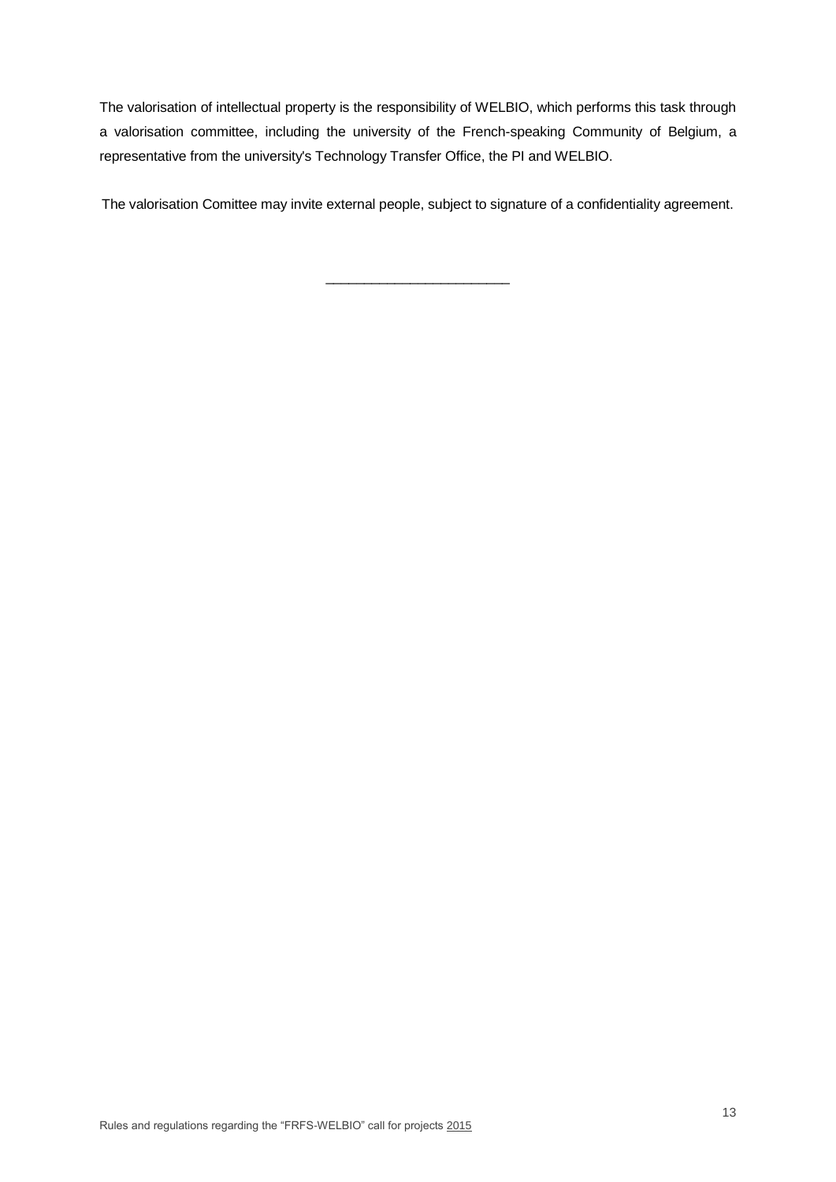The valorisation of intellectual property is the responsibility of WELBIO, which performs this task through a valorisation committee, including the university of the French-speaking Community of Belgium, a representative from the university's Technology Transfer Office, the PI and WELBIO.

The valorisation Comittee may invite external people, subject to signature of a confidentiality agreement.

\_\_\_\_\_\_\_\_\_\_\_\_\_\_\_\_\_\_\_\_\_\_\_\_\_\_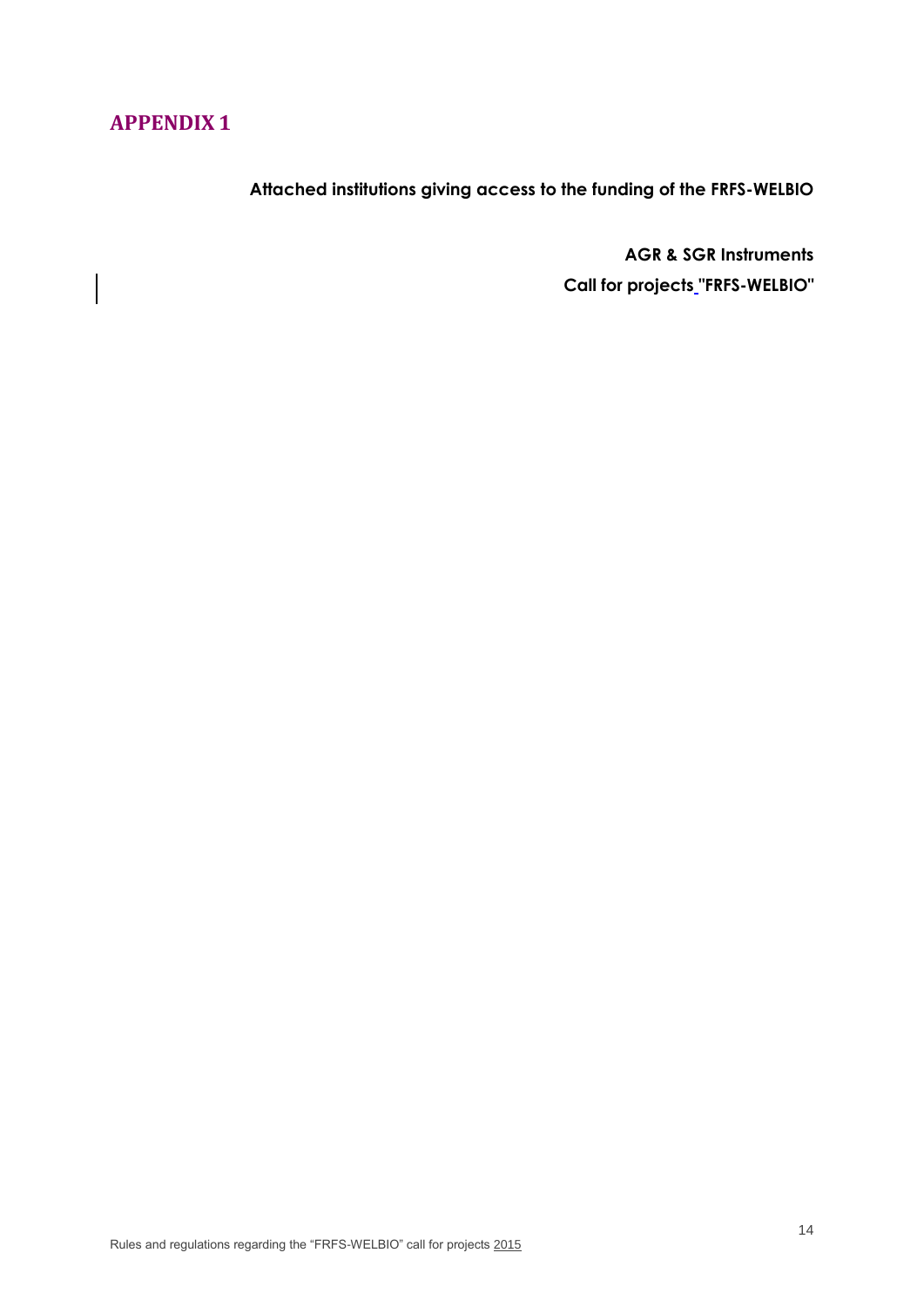# APPENDIX 1

**Attached institutions giving access to the funding of the FRFS-WELBIO**

**AGR & SGR Instruments**

**Call for projects "FRFS-WELBIO"**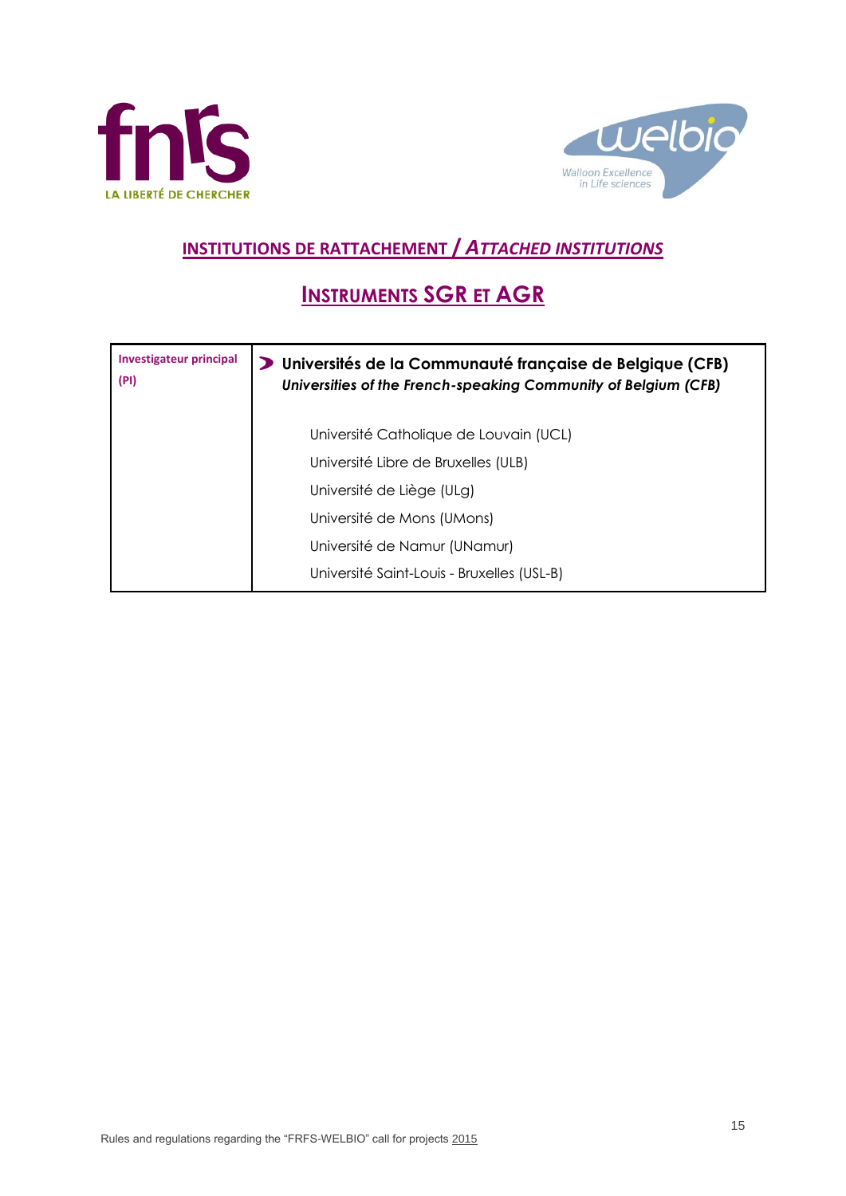## INSTITUTIONS DE RATTACHEMENT / *ATTACHED INSTITUTIONS*

## INSTRUMENTS SGR ET AGR

| Investigateur principal (PI) | **Universités de la Communauté française de Belgique (CFB)**<br>***Universities of the French-speaking Community of Belgium (CFB)***<br><br>Université Catholique de Louvain (UCL)<br>Université Libre de Bruxelles (ULB)<br>Université de Liège (ULg)<br>Université de Mons (UMons)<br>Université de Namur (UNamur)<br>Université Saint-Louis - Bruxelles (USL-B) |
|---|---|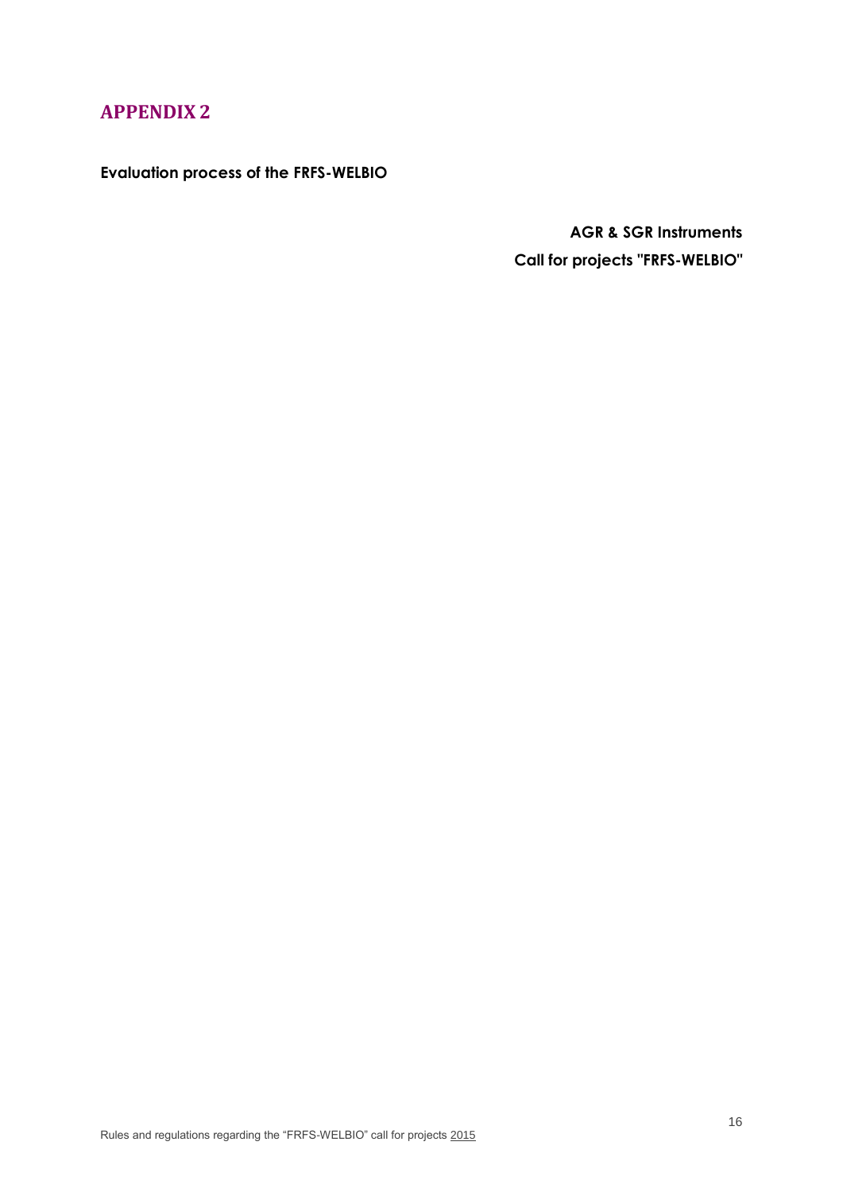# APPENDIX 2

**Evaluation process of the FRFS-WELBIO**

**AGR & SGR Instruments**

**Call for projects "FRFS-WELBIO"**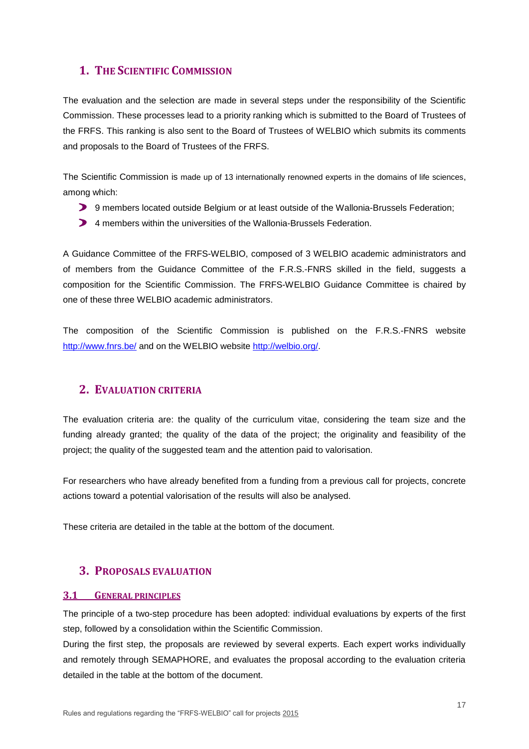## 1. The Scientific Commission

The evaluation and the selection are made in several steps under the responsibility of the Scientific Commission. These processes lead to a priority ranking which is submitted to the Board of Trustees of the FRFS. This ranking is also sent to the Board of Trustees of WELBIO which submits its comments and proposals to the Board of Trustees of the FRFS.

The Scientific Commission is made up of 13 internationally renowned experts in the domains of life sciences, among which:

- 9 members located outside Belgium or at least outside of the Wallonia-Brussels Federation;
- 4 members within the universities of the Wallonia-Brussels Federation.

A Guidance Committee of the FRFS-WELBIO, composed of 3 WELBIO academic administrators and of members from the Guidance Committee of the F.R.S.-FNRS skilled in the field, suggests a composition for the Scientific Commission. The FRFS-WELBIO Guidance Committee is chaired by one of these three WELBIO academic administrators.

The composition of the Scientific Commission is published on the F.R.S.-FNRS website http://www.fnrs.be/ and on the WELBIO website http://welbio.org/.

## 2. Evaluation criteria

The evaluation criteria are: the quality of the curriculum vitae, considering the team size and the funding already granted; the quality of the data of the project; the originality and feasibility of the project; the quality of the suggested team and the attention paid to valorisation.

For researchers who have already benefited from a funding from a previous call for projects, concrete actions toward a potential valorisation of the results will also be analysed.

These criteria are detailed in the table at the bottom of the document.

## 3. Proposals evaluation

### 3.1 General principles

The principle of a two-step procedure has been adopted: individual evaluations by experts of the first step, followed by a consolidation within the Scientific Commission.

During the first step, the proposals are reviewed by several experts. Each expert works individually and remotely through SEMAPHORE, and evaluates the proposal according to the evaluation criteria detailed in the table at the bottom of the document.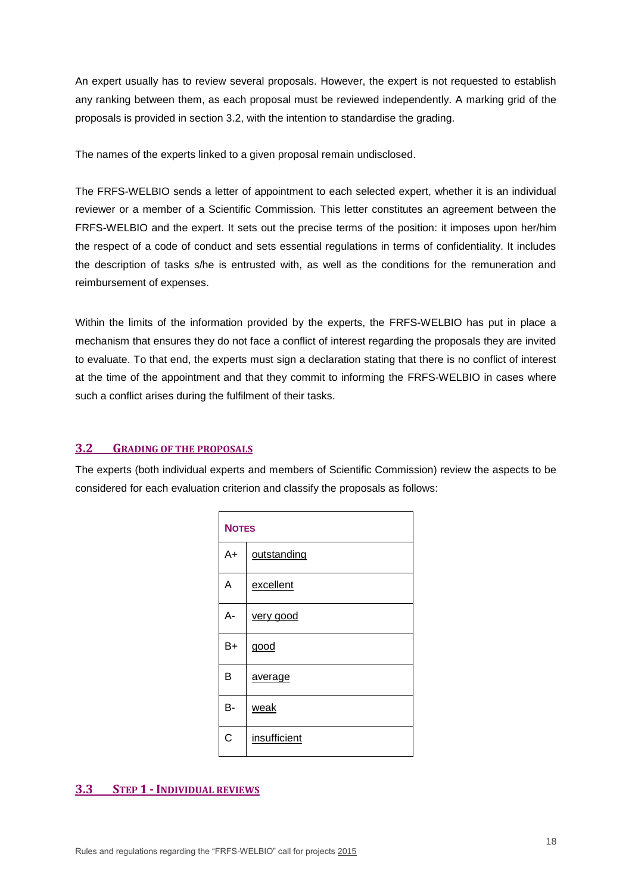An expert usually has to review several proposals. However, the expert is not requested to establish any ranking between them, as each proposal must be reviewed independently. A marking grid of the proposals is provided in section 3.2, with the intention to standardise the grading.

The names of the experts linked to a given proposal remain undisclosed.

The FRFS-WELBIO sends a letter of appointment to each selected expert, whether it is an individual reviewer or a member of a Scientific Commission. This letter constitutes an agreement between the FRFS-WELBIO and the expert. It sets out the precise terms of the position: it imposes upon her/him the respect of a code of conduct and sets essential regulations in terms of confidentiality. It includes the description of tasks s/he is entrusted with, as well as the conditions for the remuneration and reimbursement of expenses.

Within the limits of the information provided by the experts, the FRFS-WELBIO has put in place a mechanism that ensures they do not face a conflict of interest regarding the proposals they are invited to evaluate. To that end, the experts must sign a declaration stating that there is no conflict of interest at the time of the appointment and that they commit to informing the FRFS-WELBIO in cases where such a conflict arises during the fulfilment of their tasks.

## 3.2 GRADING OF THE PROPOSALS

The experts (both individual experts and members of Scientific Commission) review the aspects to be considered for each evaluation criterion and classify the proposals as follows:

| **NOTES** | |
|---|---|
| A+ | outstanding |
| A | excellent |
| A- | very good |
| B+ | good |
| B | average |
| B- | weak |
| C | insufficient |

## 3.3 STEP 1 - INDIVIDUAL REVIEWS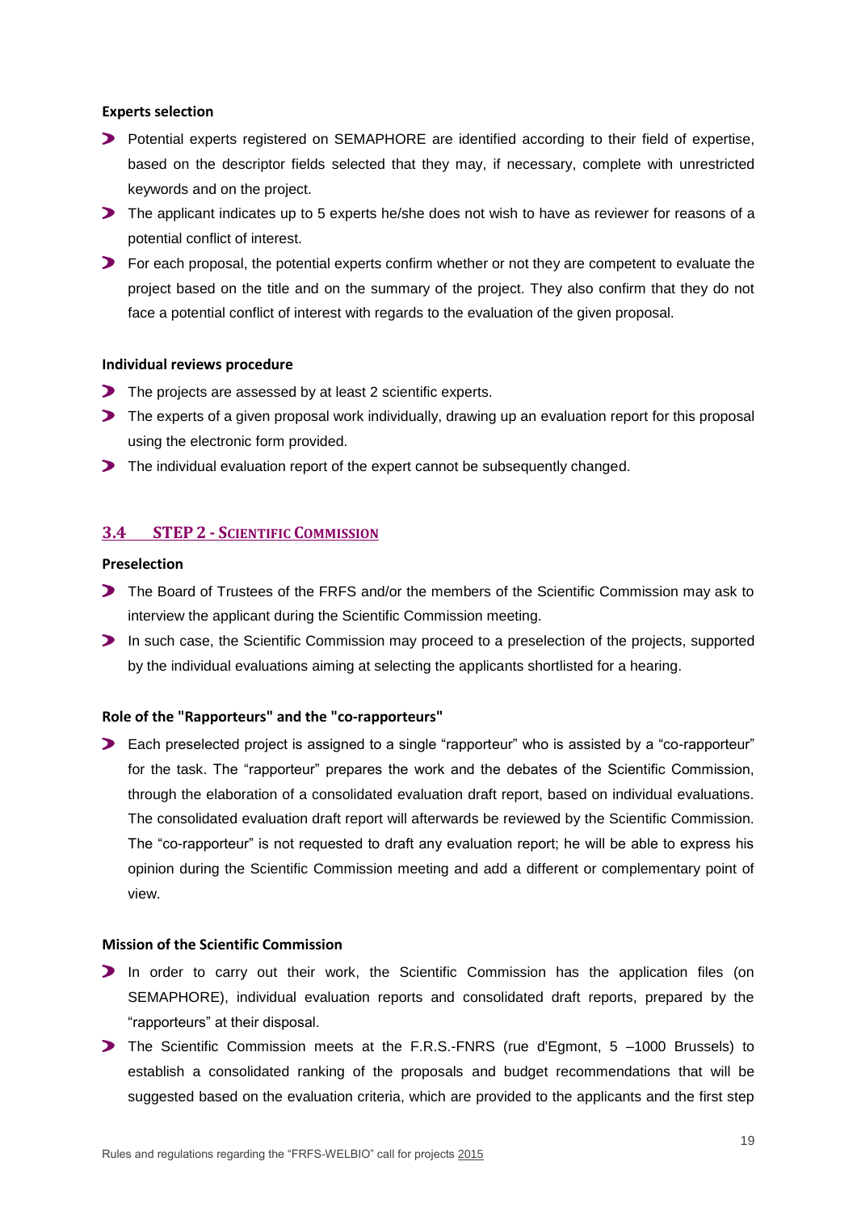**Experts selection**

- Potential experts registered on SEMAPHORE are identified according to their field of expertise, based on the descriptor fields selected that they may, if necessary, complete with unrestricted keywords and on the project.
- The applicant indicates up to 5 experts he/she does not wish to have as reviewer for reasons of a potential conflict of interest.
- For each proposal, the potential experts confirm whether or not they are competent to evaluate the project based on the title and on the summary of the project. They also confirm that they do not face a potential conflict of interest with regards to the evaluation of the given proposal.

**Individual reviews procedure**

- The projects are assessed by at least 2 scientific experts.
- The experts of a given proposal work individually, drawing up an evaluation report for this proposal using the electronic form provided.
- The individual evaluation report of the expert cannot be subsequently changed.

## 3.4 STEP 2 - SCIENTIFIC COMMISSION

**Preselection**

- The Board of Trustees of the FRFS and/or the members of the Scientific Commission may ask to interview the applicant during the Scientific Commission meeting.
- In such case, the Scientific Commission may proceed to a preselection of the projects, supported by the individual evaluations aiming at selecting the applicants shortlisted for a hearing.

**Role of the "Rapporteurs" and the "co-rapporteurs"**

- Each preselected project is assigned to a single "rapporteur" who is assisted by a "co-rapporteur" for the task. The "rapporteur" prepares the work and the debates of the Scientific Commission, through the elaboration of a consolidated evaluation draft report, based on individual evaluations. The consolidated evaluation draft report will afterwards be reviewed by the Scientific Commission. The "co-rapporteur" is not requested to draft any evaluation report; he will be able to express his opinion during the Scientific Commission meeting and add a different or complementary point of view.

**Mission of the Scientific Commission**

- In order to carry out their work, the Scientific Commission has the application files (on SEMAPHORE), individual evaluation reports and consolidated draft reports, prepared by the "rapporteurs" at their disposal.
- The Scientific Commission meets at the F.R.S.-FNRS (rue d'Egmont, 5 –1000 Brussels) to establish a consolidated ranking of the proposals and budget recommendations that will be suggested based on the evaluation criteria, which are provided to the applicants and the first step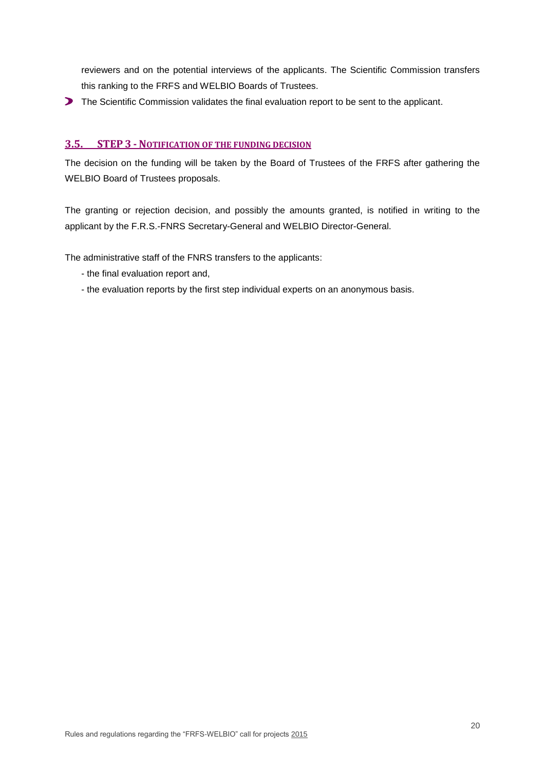reviewers and on the potential interviews of the applicants. The Scientific Commission transfers this ranking to the FRFS and WELBIO Boards of Trustees.

- The Scientific Commission validates the final evaluation report to be sent to the applicant.

## 3.5. STEP 3 - NOTIFICATION OF THE FUNDING DECISION

The decision on the funding will be taken by the Board of Trustees of the FRFS after gathering the WELBIO Board of Trustees proposals.

The granting or rejection decision, and possibly the amounts granted, is notified in writing to the applicant by the F.R.S.-FNRS Secretary-General and WELBIO Director-General.

The administrative staff of the FNRS transfers to the applicants:

- the final evaluation report and,
- the evaluation reports by the first step individual experts on an anonymous basis.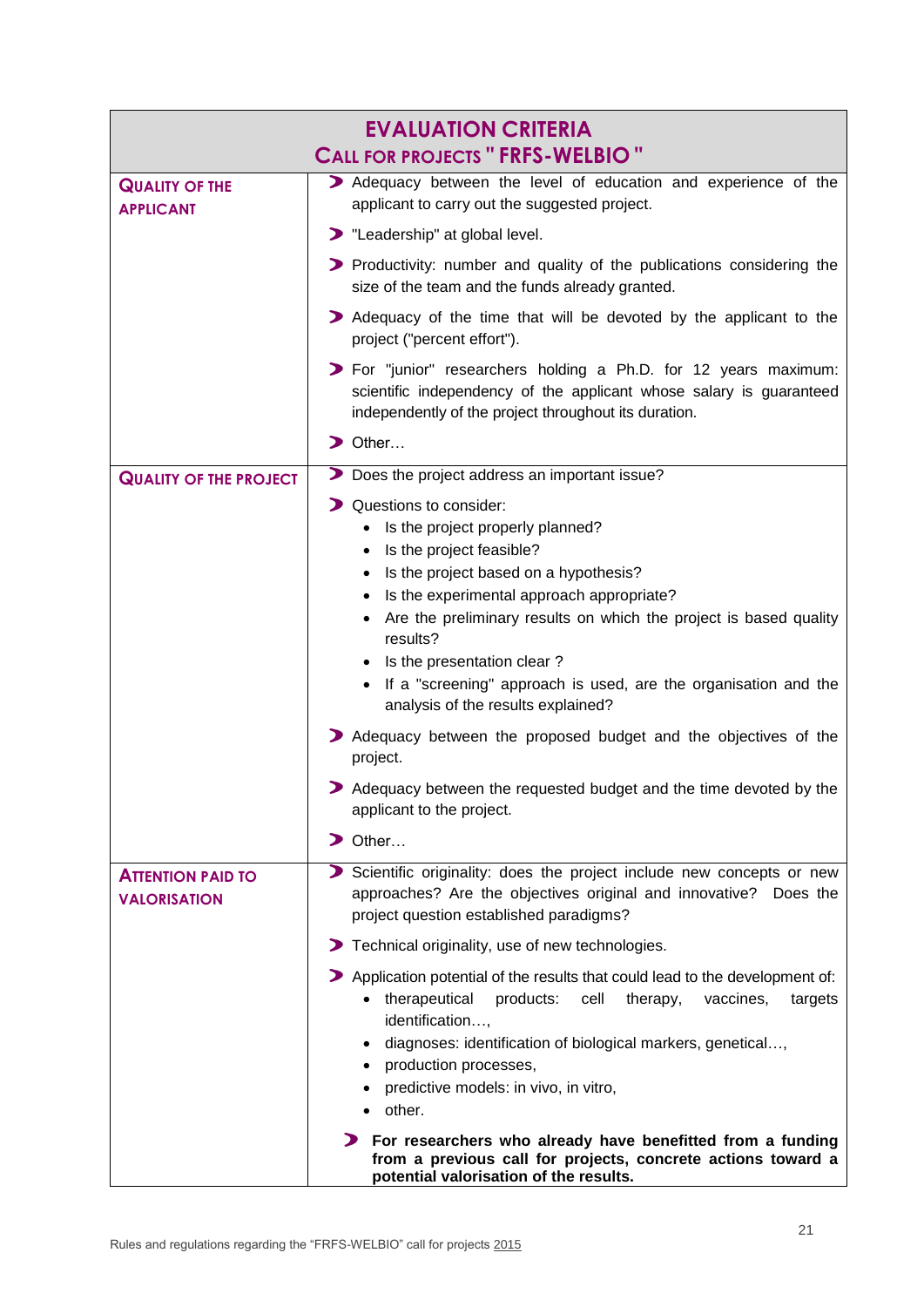| EVALUATION CRITERIA<br>CALL FOR PROJECTS " FRFS-WELBIO " | |
|---|---|
| **QUALITY OF THE APPLICANT** | ➤ Adequacy between the level of education and experience of the applicant to carry out the suggested project.<br>➤ "Leadership" at global level.<br>➤ Productivity: number and quality of the publications considering the size of the team and the funds already granted.<br>➤ Adequacy of the time that will be devoted by the applicant to the project ("percent effort").<br>➤ For "junior" researchers holding a Ph.D. for 12 years maximum: scientific independency of the applicant whose salary is guaranteed independently of the project throughout its duration.<br>➤ Other… |
| **QUALITY OF THE PROJECT** | ➤ Does the project address an important issue?<br>➤ Questions to consider:<br>• Is the project properly planned?<br>• Is the project feasible?<br>• Is the project based on a hypothesis?<br>• Is the experimental approach appropriate?<br>• Are the preliminary results on which the project is based quality results?<br>• Is the presentation clear ?<br>• If a "screening" approach is used, are the organisation and the analysis of the results explained?<br>➤ Adequacy between the proposed budget and the objectives of the project.<br>➤ Adequacy between the requested budget and the time devoted by the applicant to the project.<br>➤ Other… |
| **ATTENTION PAID TO VALORISATION** | ➤ Scientific originality: does the project include new concepts or new approaches? Are the objectives original and innovative? Does the project question established paradigms?<br>➤ Technical originality, use of new technologies.<br>➤ Application potential of the results that could lead to the development of:<br>• therapeutical products: cell therapy, vaccines, targets identification…,<br>• diagnoses: identification of biological markers, genetical…,<br>• production processes,<br>• predictive models: in vivo, in vitro,<br>• other.<br>➤ **For researchers who already have benefitted from a funding from a previous call for projects, concrete actions toward a potential valorisation of the results.** |